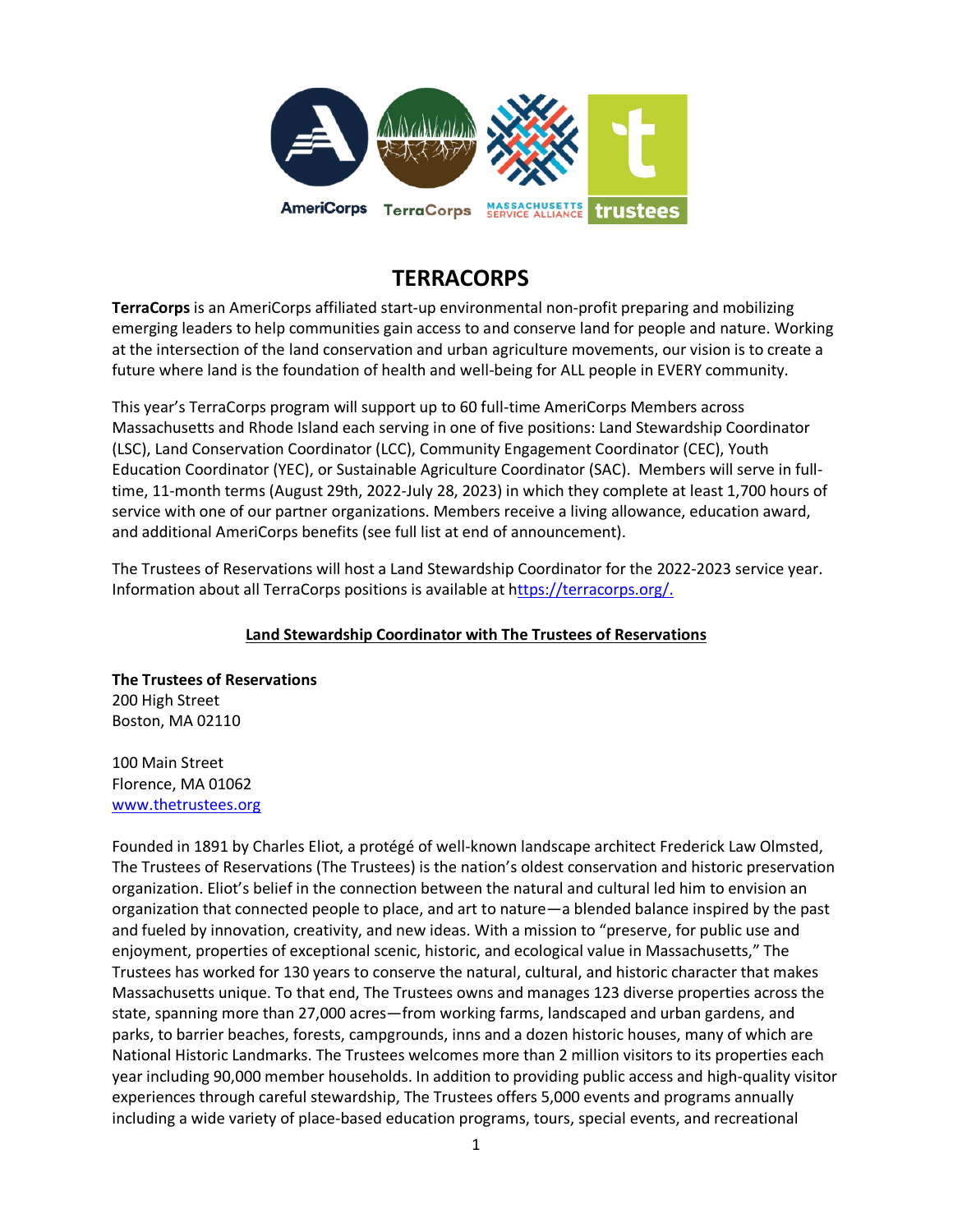# TERRACORPS

**TerraCorps** is an AmeriCorps affiliated start-up environmental non-profit preparing and mobilizing emerging leaders to help communities gain access to and conserve land for people and nature. Working at the intersection of the land conservation and urban agriculture movements, our vision is to create a future where land is the foundation of health and well-being for ALL people in EVERY community.

This year's TerraCorps program will support up to 60 full-time AmeriCorps Members across Massachusetts and Rhode Island each serving in one of five positions: Land Stewardship Coordinator (LSC), Land Conservation Coordinator (LCC), Community Engagement Coordinator (CEC), Youth Education Coordinator (YEC), or Sustainable Agriculture Coordinator (SAC). Members will serve in full-time, 11-month terms (August 29th, 2022-July 28, 2023) in which they complete at least 1,700 hours of service with one of our partner organizations. Members receive a living allowance, education award, and additional AmeriCorps benefits (see full list at end of announcement).

The Trustees of Reservations will host a Land Stewardship Coordinator for the 2022-2023 service year. Information about all TerraCorps positions is available at [https://terracorps.org/.](https://terracorps.org/)

## Land Stewardship Coordinator with The Trustees of Reservations

**The Trustees of Reservations**
200 High Street
Boston, MA 02110

100 Main Street
Florence, MA 01062
[www.thetrustees.org](http://www.thetrustees.org)

Founded in 1891 by Charles Eliot, a protégé of well-known landscape architect Frederick Law Olmsted, The Trustees of Reservations (The Trustees) is the nation's oldest conservation and historic preservation organization. Eliot's belief in the connection between the natural and cultural led him to envision an organization that connected people to place, and art to nature—a blended balance inspired by the past and fueled by innovation, creativity, and new ideas. With a mission to "preserve, for public use and enjoyment, properties of exceptional scenic, historic, and ecological value in Massachusetts," The Trustees has worked for 130 years to conserve the natural, cultural, and historic character that makes Massachusetts unique. To that end, The Trustees owns and manages 123 diverse properties across the state, spanning more than 27,000 acres—from working farms, landscaped and urban gardens, and parks, to barrier beaches, forests, campgrounds, inns and a dozen historic houses, many of which are National Historic Landmarks. The Trustees welcomes more than 2 million visitors to its properties each year including 90,000 member households. In addition to providing public access and high-quality visitor experiences through careful stewardship, The Trustees offers 5,000 events and programs annually including a wide variety of place-based education programs, tours, special events, and recreational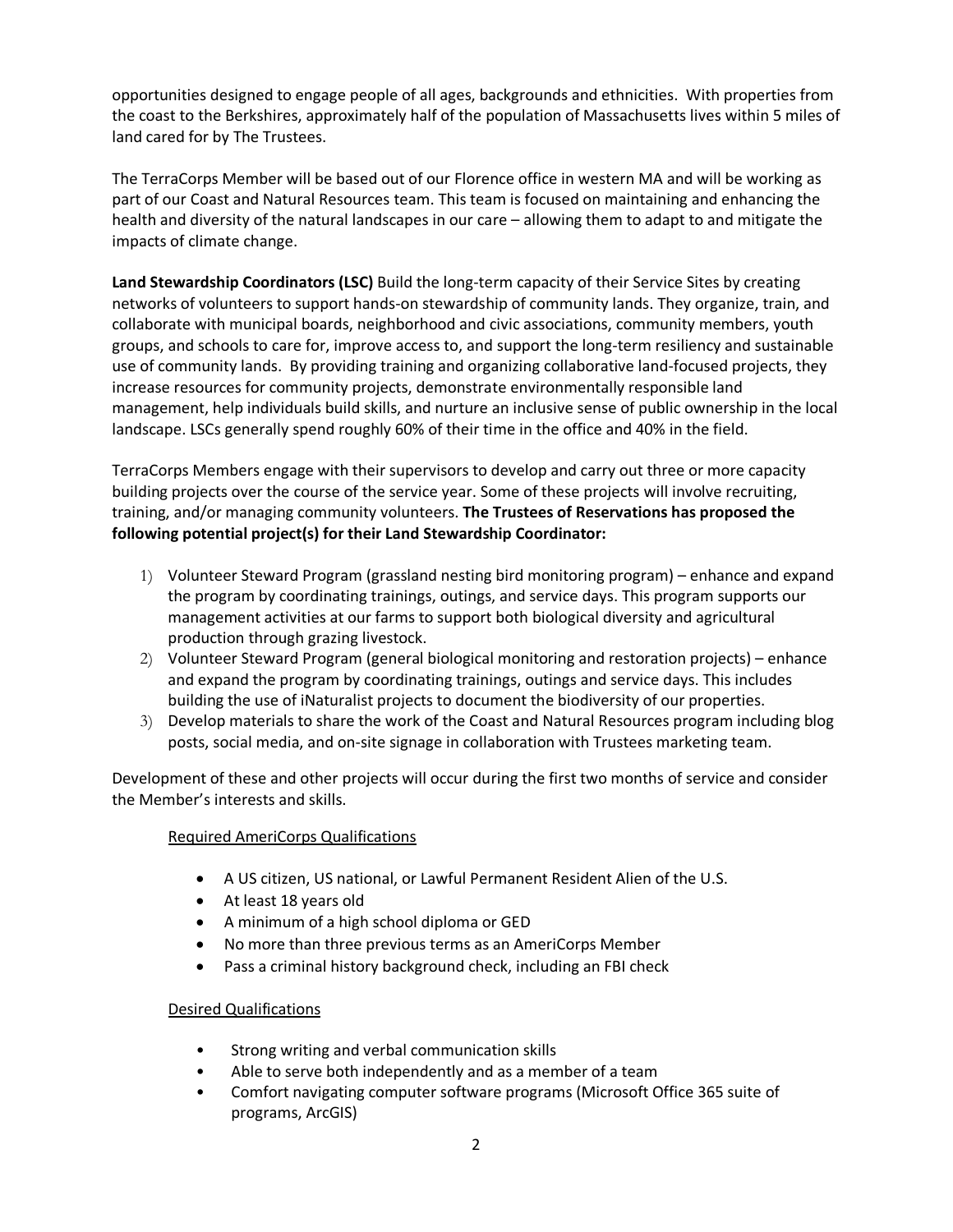opportunities designed to engage people of all ages, backgrounds and ethnicities. With properties from the coast to the Berkshires, approximately half of the population of Massachusetts lives within 5 miles of land cared for by The Trustees.

The TerraCorps Member will be based out of our Florence office in western MA and will be working as part of our Coast and Natural Resources team. This team is focused on maintaining and enhancing the health and diversity of the natural landscapes in our care – allowing them to adapt to and mitigate the impacts of climate change.

**Land Stewardship Coordinators (LSC)** Build the long-term capacity of their Service Sites by creating networks of volunteers to support hands-on stewardship of community lands. They organize, train, and collaborate with municipal boards, neighborhood and civic associations, community members, youth groups, and schools to care for, improve access to, and support the long-term resiliency and sustainable use of community lands. By providing training and organizing collaborative land-focused projects, they increase resources for community projects, demonstrate environmentally responsible land management, help individuals build skills, and nurture an inclusive sense of public ownership in the local landscape. LSCs generally spend roughly 60% of their time in the office and 40% in the field.

TerraCorps Members engage with their supervisors to develop and carry out three or more capacity building projects over the course of the service year. Some of these projects will involve recruiting, training, and/or managing community volunteers. **The Trustees of Reservations has proposed the following potential project(s) for their Land Stewardship Coordinator:**

1) Volunteer Steward Program (grassland nesting bird monitoring program) – enhance and expand the program by coordinating trainings, outings, and service days. This program supports our management activities at our farms to support both biological diversity and agricultural production through grazing livestock.
2) Volunteer Steward Program (general biological monitoring and restoration projects) – enhance and expand the program by coordinating trainings, outings and service days. This includes building the use of iNaturalist projects to document the biodiversity of our properties.
3) Develop materials to share the work of the Coast and Natural Resources program including blog posts, social media, and on-site signage in collaboration with Trustees marketing team.

Development of these and other projects will occur during the first two months of service and consider the Member's interests and skills.

<u>Required AmeriCorps Qualifications</u>

- A US citizen, US national, or Lawful Permanent Resident Alien of the U.S.
- At least 18 years old
- A minimum of a high school diploma or GED
- No more than three previous terms as an AmeriCorps Member
- Pass a criminal history background check, including an FBI check

<u>Desired Qualifications</u>

- Strong writing and verbal communication skills
- Able to serve both independently and as a member of a team
- Comfort navigating computer software programs (Microsoft Office 365 suite of programs, ArcGIS)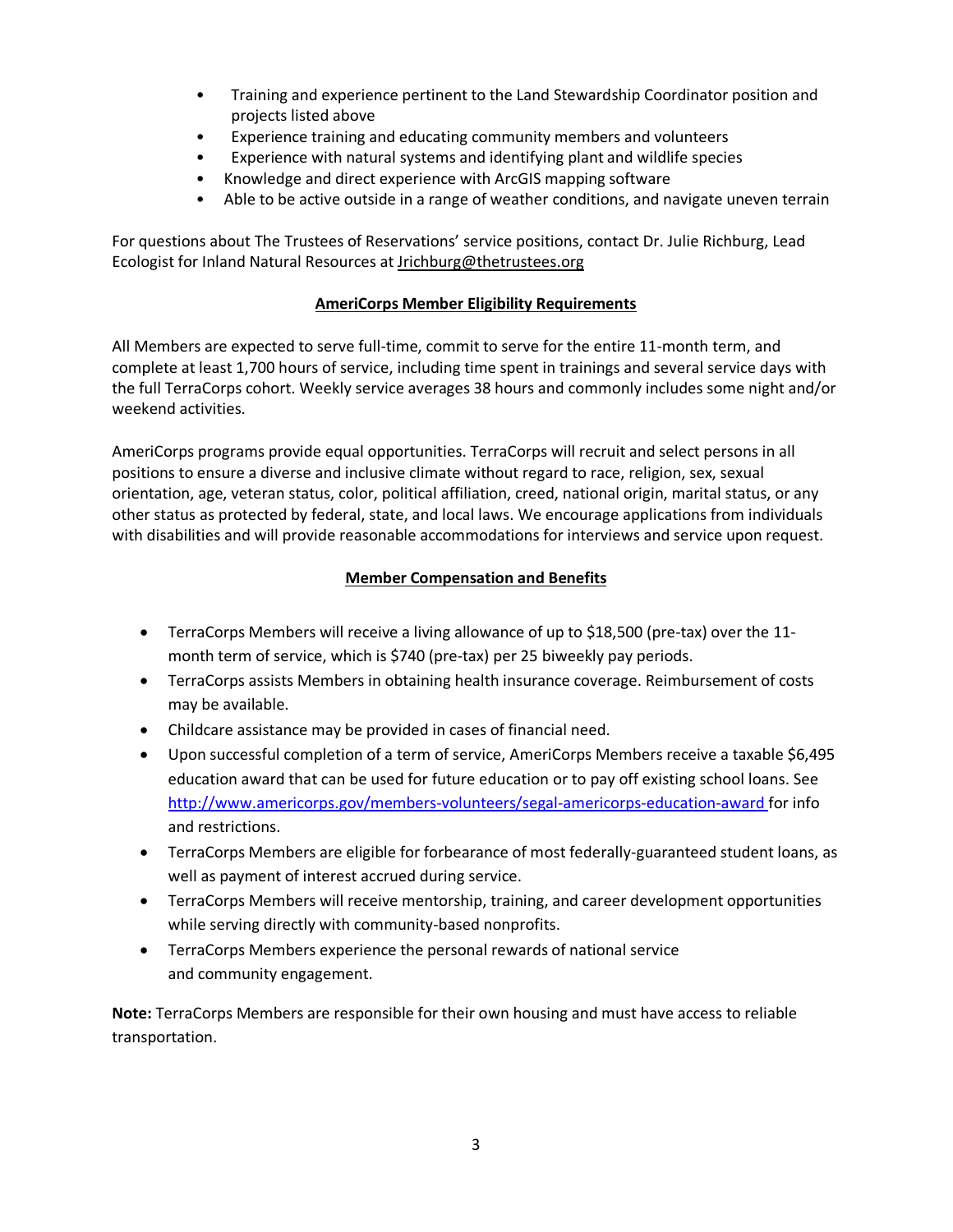- Training and experience pertinent to the Land Stewardship Coordinator position and projects listed above
- Experience training and educating community members and volunteers
- Experience with natural systems and identifying plant and wildlife species
- Knowledge and direct experience with ArcGIS mapping software
- Able to be active outside in a range of weather conditions, and navigate uneven terrain

For questions about The Trustees of Reservations' service positions, contact Dr. Julie Richburg, Lead Ecologist for Inland Natural Resources at Jrichburg@thetrustees.org

## AmeriCorps Member Eligibility Requirements

All Members are expected to serve full-time, commit to serve for the entire 11-month term, and complete at least 1,700 hours of service, including time spent in trainings and several service days with the full TerraCorps cohort. Weekly service averages 38 hours and commonly includes some night and/or weekend activities.

AmeriCorps programs provide equal opportunities. TerraCorps will recruit and select persons in all positions to ensure a diverse and inclusive climate without regard to race, religion, sex, sexual orientation, age, veteran status, color, political affiliation, creed, national origin, marital status, or any other status as protected by federal, state, and local laws. We encourage applications from individuals with disabilities and will provide reasonable accommodations for interviews and service upon request.

## Member Compensation and Benefits

- TerraCorps Members will receive a living allowance of up to $18,500 (pre-tax) over the 11-month term of service, which is $740 (pre-tax) per 25 biweekly pay periods.
- TerraCorps assists Members in obtaining health insurance coverage. Reimbursement of costs may be available.
- Childcare assistance may be provided in cases of financial need.
- Upon successful completion of a term of service, AmeriCorps Members receive a taxable $6,495 education award that can be used for future education or to pay off existing school loans. See http://www.americorps.gov/members-volunteers/segal-americorps-education-award for info and restrictions.
- TerraCorps Members are eligible for forbearance of most federally-guaranteed student loans, as well as payment of interest accrued during service.
- TerraCorps Members will receive mentorship, training, and career development opportunities while serving directly with community-based nonprofits.
- TerraCorps Members experience the personal rewards of national service and community engagement.

**Note:** TerraCorps Members are responsible for their own housing and must have access to reliable transportation.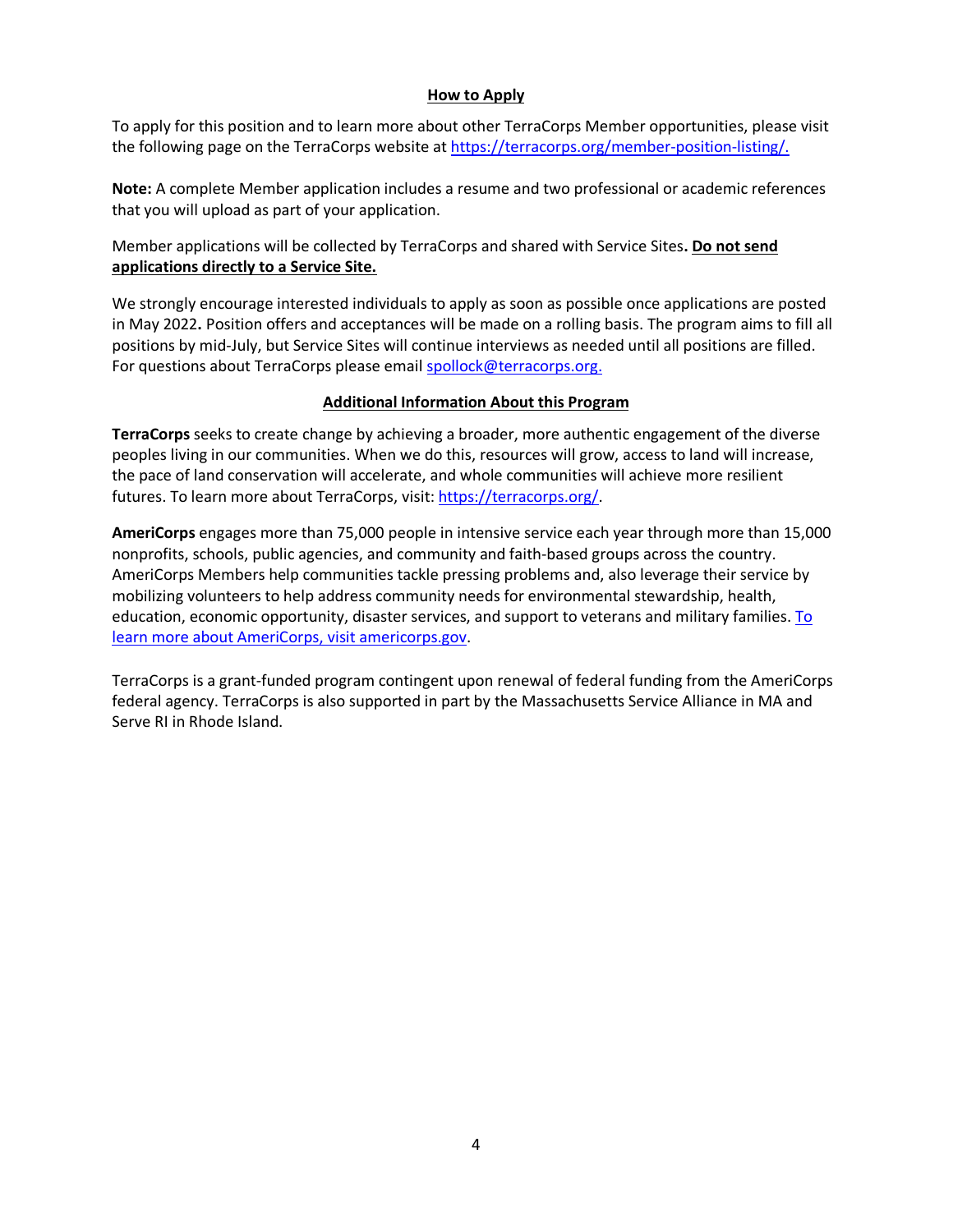## How to Apply

To apply for this position and to learn more about other TerraCorps Member opportunities, please visit the following page on the TerraCorps website at [https://terracorps.org/member-position-listing/.](https://terracorps.org/member-position-listing/)

**Note:** A complete Member application includes a resume and two professional or academic references that you will upload as part of your application.

Member applications will be collected by TerraCorps and shared with Service Sites**. Do not send applications directly to a Service Site.**

We strongly encourage interested individuals to apply as soon as possible once applications are posted in May 2022**.** Position offers and acceptances will be made on a rolling basis. The program aims to fill all positions by mid-July, but Service Sites will continue interviews as needed until all positions are filled. For questions about TerraCorps please email [spollock@terracorps.org.](mailto:spollock@terracorps.org)

## Additional Information About this Program

**TerraCorps** seeks to create change by achieving a broader, more authentic engagement of the diverse peoples living in our communities. When we do this, resources will grow, access to land will increase, the pace of land conservation will accelerate, and whole communities will achieve more resilient futures. To learn more about TerraCorps, visit: [https://terracorps.org/](https://terracorps.org/).

**AmeriCorps** engages more than 75,000 people in intensive service each year through more than 15,000 nonprofits, schools, public agencies, and community and faith-based groups across the country. AmeriCorps Members help communities tackle pressing problems and, also leverage their service by mobilizing volunteers to help address community needs for environmental stewardship, health, education, economic opportunity, disaster services, and support to veterans and military families. [To learn more about AmeriCorps, visit americorps.gov](https://americorps.gov).

TerraCorps is a grant-funded program contingent upon renewal of federal funding from the AmeriCorps federal agency. TerraCorps is also supported in part by the Massachusetts Service Alliance in MA and Serve RI in Rhode Island.